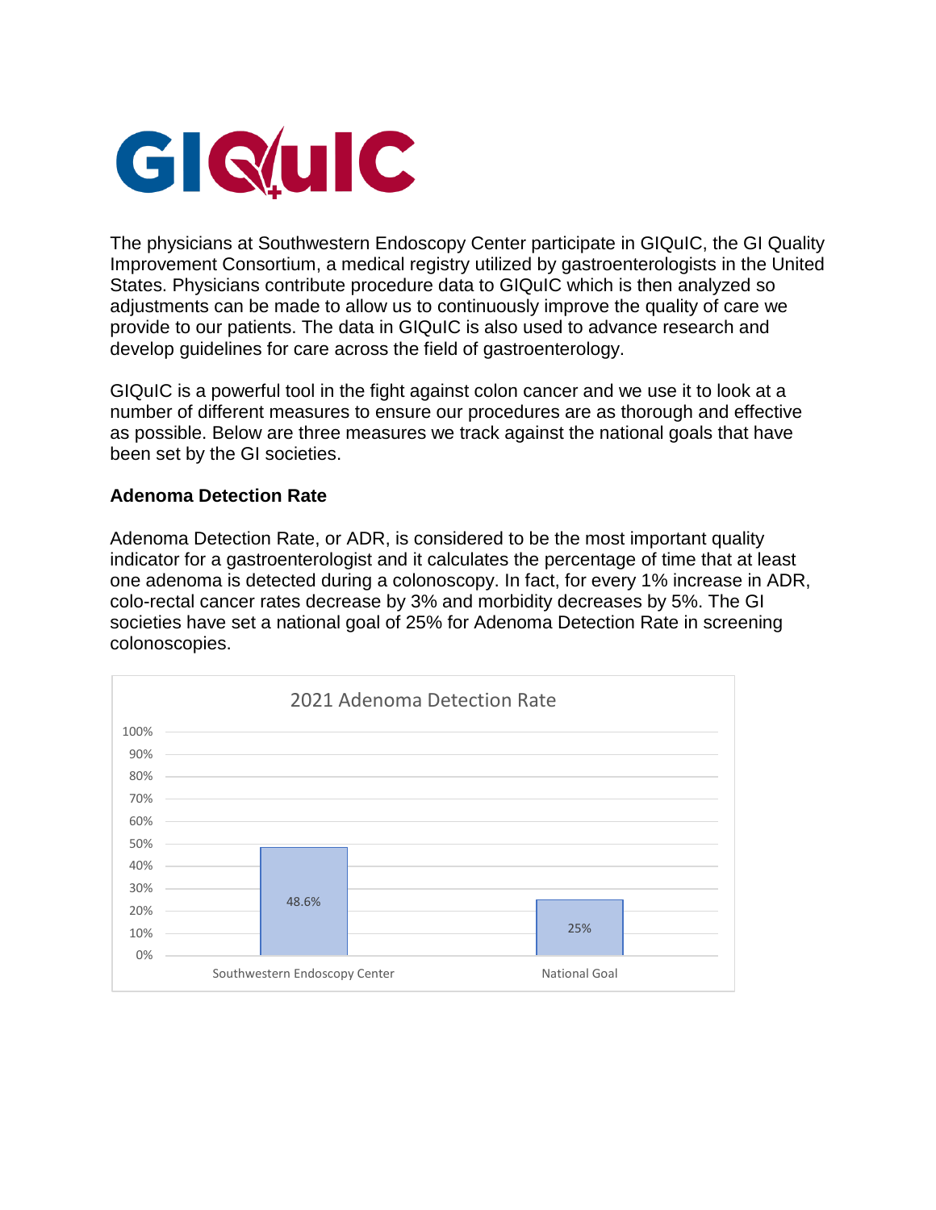GIQuIC

The physicians at Southwestern Endoscopy Center participate in GIQuIC, the GI Quality Improvement Consortium, a medical registry utilized by gastroenterologists in the United States. Physicians contribute procedure data to GIQuIC which is then analyzed so adjustments can be made to allow us to continuously improve the quality of care we provide to our patients. The data in GIQuIC is also used to advance research and develop guidelines for care across the field of gastroenterology.

GIQuIC is a powerful tool in the fight against colon cancer and we use it to look at a number of different measures to ensure our procedures are as thorough and effective as possible. Below are three measures we track against the national goals that have been set by the GI societies.

**Adenoma Detection Rate**

Adenoma Detection Rate, or ADR, is considered to be the most important quality indicator for a gastroenterologist and it calculates the percentage of time that at least one adenoma is detected during a colonoscopy. In fact, for every 1% increase in ADR, colo-rectal cancer rates decrease by 3% and morbidity decreases by 5%. The GI societies have set a national goal of 25% for Adenoma Detection Rate in screening colonoscopies.

**2021 Adenoma Detection Rate**

| | Adenoma Detection Rate |
|---|---|
| Southwestern Endoscopy Center | 48.6% |
| National Goal | 25% |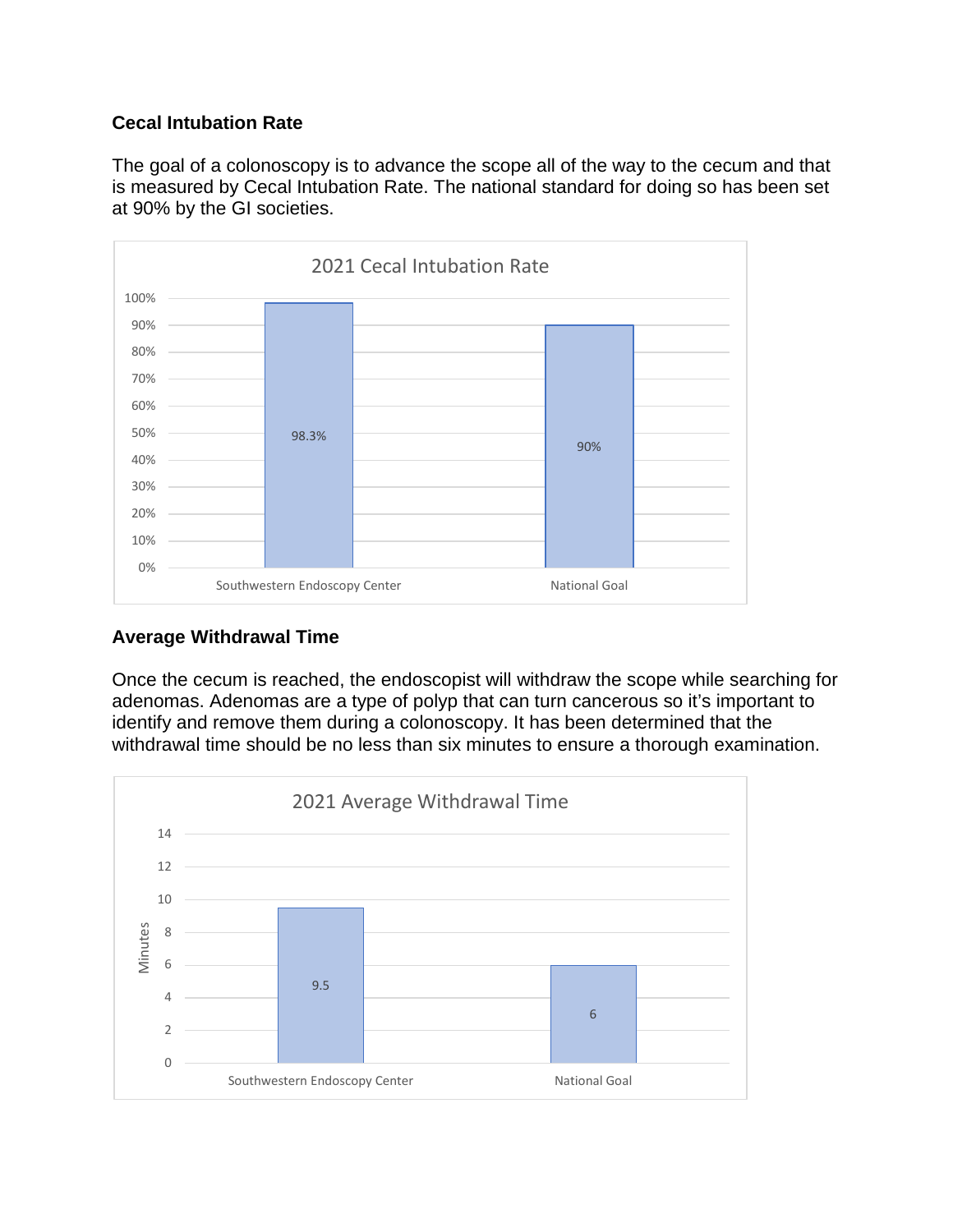### Cecal Intubation Rate

The goal of a colonoscopy is to advance the scope all of the way to the cecum and that is measured by Cecal Intubation Rate. The national standard for doing so has been set at 90% by the GI societies.

2021 Cecal Intubation Rate

100%
90%
80%
70%
60%
50%
40%
30%
20%
10%
0%

98.3%
90%

Southwestern Endoscopy Center
National Goal

### Average Withdrawal Time

Once the cecum is reached, the endoscopist will withdraw the scope while searching for adenomas. Adenomas are a type of polyp that can turn cancerous so it's important to identify and remove them during a colonoscopy. It has been determined that the withdrawal time should be no less than six minutes to ensure a thorough examination.

2021 Average Withdrawal Time

Minutes

14
12
10
8
6
4
2
0

9.5
6

Southwestern Endoscopy Center
National Goal